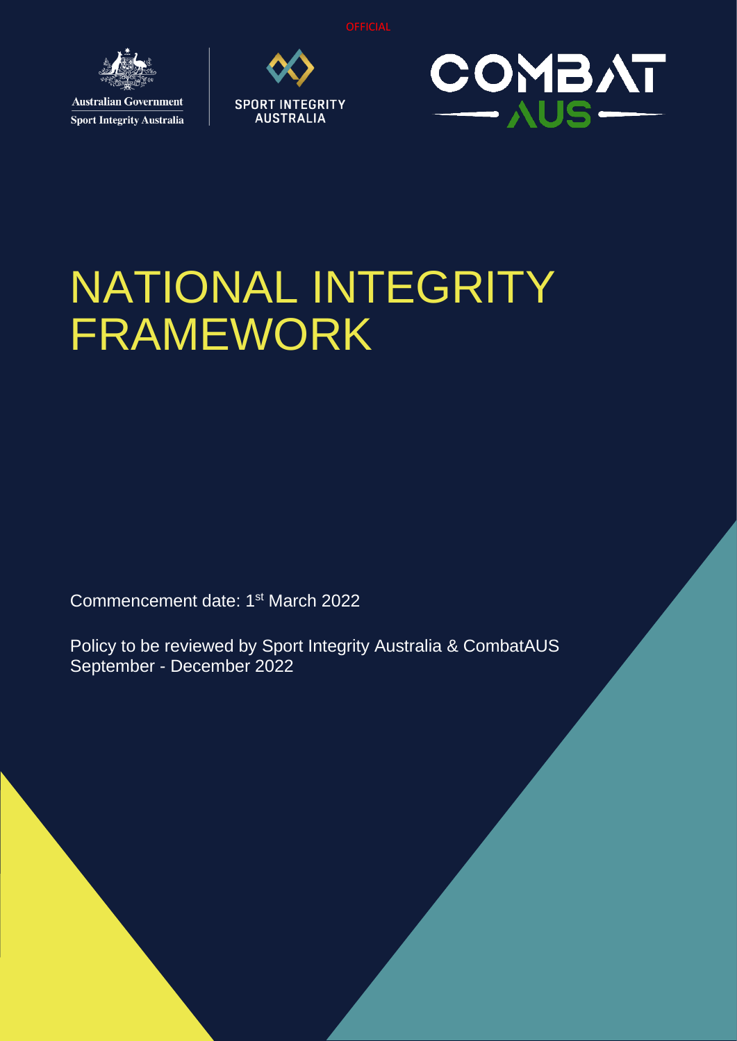OFFICIAL

Australian Government
Sport Integrity Australia

SPORT INTEGRITY AUSTRALIA

COMBAT AUS

# NATIONAL INTEGRITY FRAMEWORK

Commencement date: 1st March 2022

Policy to be reviewed by Sport Integrity Australia & CombatAUS September - December 2022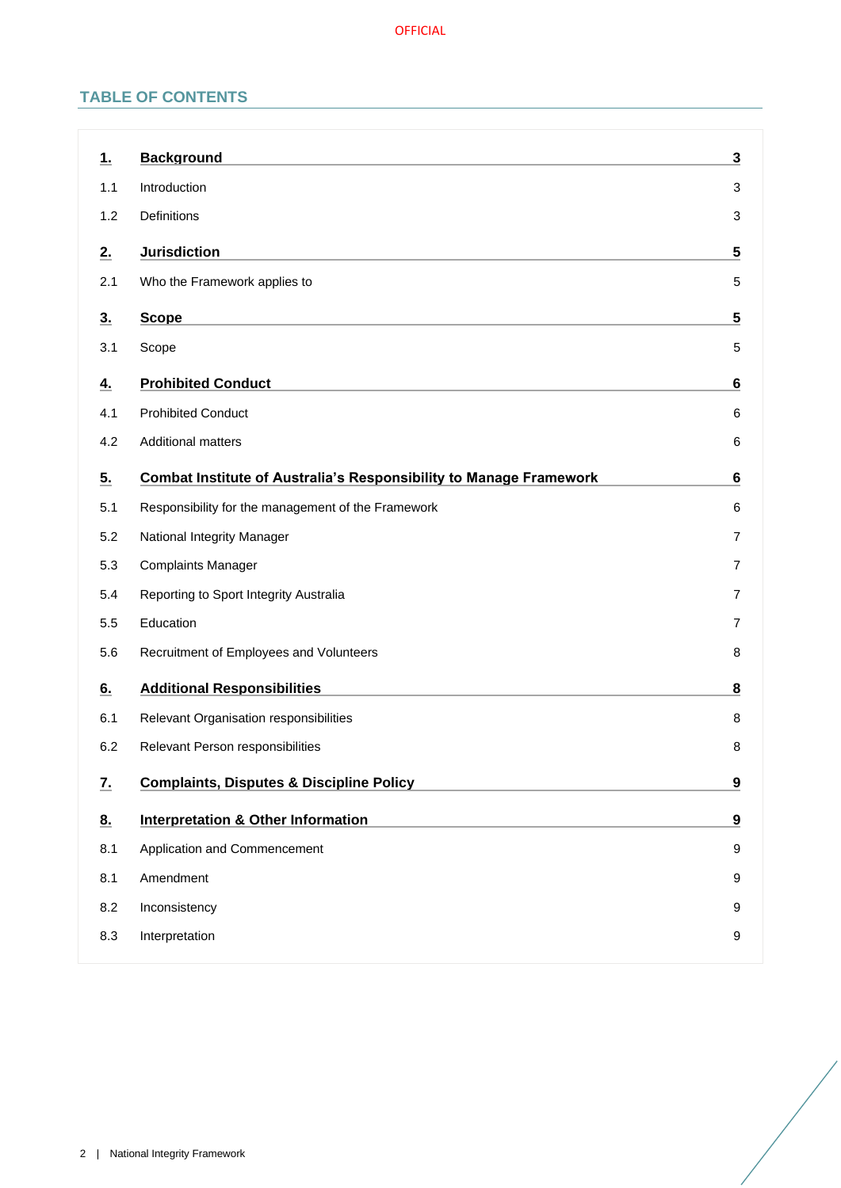## TABLE OF CONTENTS

| | | |
|---|---|---|
| **1.** | **Background** | **3** |
| 1.1 | Introduction | 3 |
| 1.2 | Definitions | 3 |
| **2.** | **Jurisdiction** | **5** |
| 2.1 | Who the Framework applies to | 5 |
| **3.** | **Scope** | **5** |
| 3.1 | Scope | 5 |
| **4.** | **Prohibited Conduct** | **6** |
| 4.1 | Prohibited Conduct | 6 |
| 4.2 | Additional matters | 6 |
| **5.** | **Combat Institute of Australia's Responsibility to Manage Framework** | **6** |
| 5.1 | Responsibility for the management of the Framework | 6 |
| 5.2 | National Integrity Manager | 7 |
| 5.3 | Complaints Manager | 7 |
| 5.4 | Reporting to Sport Integrity Australia | 7 |
| 5.5 | Education | 7 |
| 5.6 | Recruitment of Employees and Volunteers | 8 |
| **6.** | **Additional Responsibilities** | **8** |
| 6.1 | Relevant Organisation responsibilities | 8 |
| 6.2 | Relevant Person responsibilities | 8 |
| **7.** | **Complaints, Disputes & Discipline Policy** | **9** |
| **8.** | **Interpretation & Other Information** | **9** |
| 8.1 | Application and Commencement | 9 |
| 8.1 | Amendment | 9 |
| 8.2 | Inconsistency | 9 |
| 8.3 | Interpretation | 9 |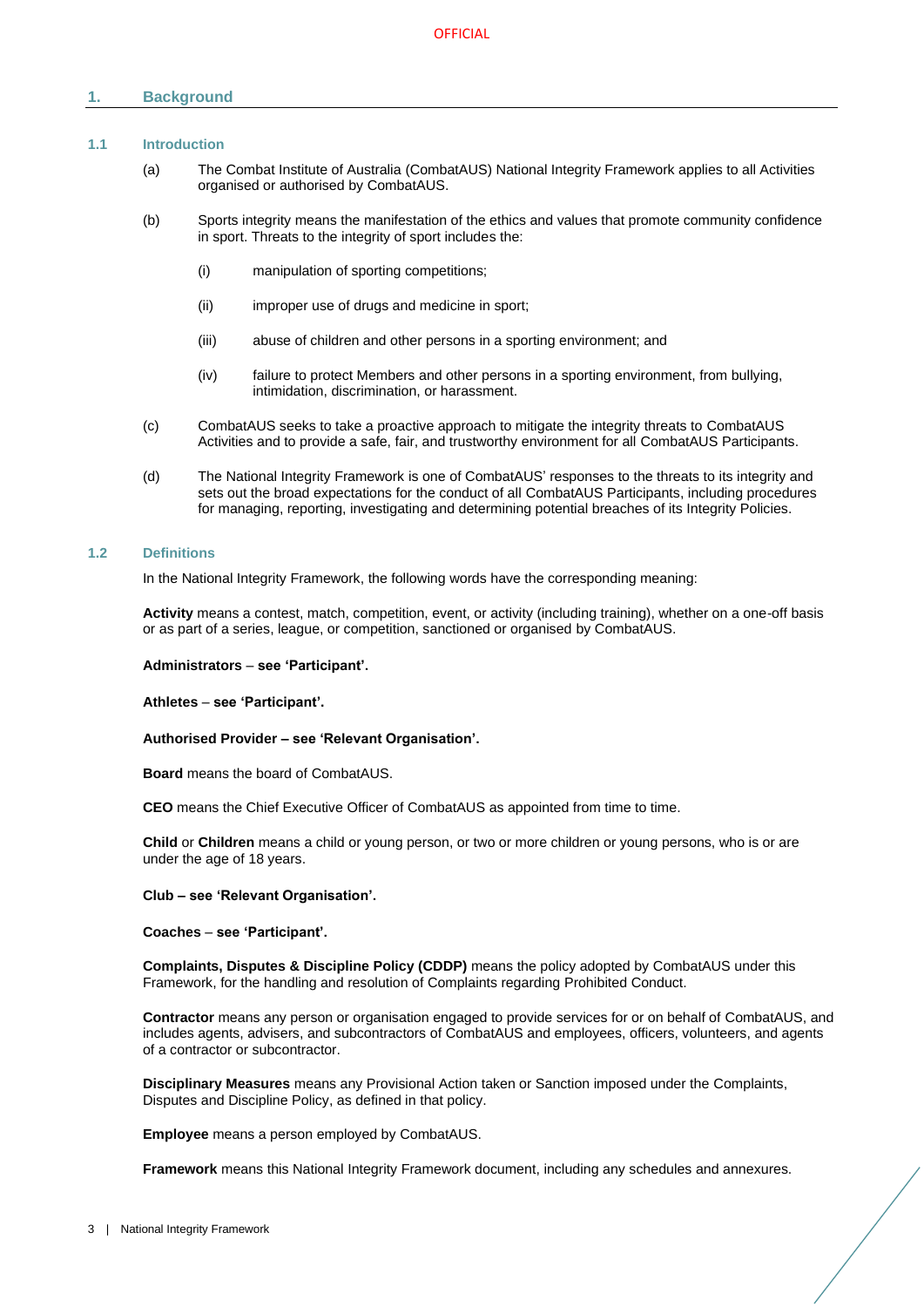# 1. Background

## 1.1 Introduction

(a) The Combat Institute of Australia (CombatAUS) National Integrity Framework applies to all Activities organised or authorised by CombatAUS.

(b) Sports integrity means the manifestation of the ethics and values that promote community confidence in sport. Threats to the integrity of sport includes the:

- (i) manipulation of sporting competitions;
- (ii) improper use of drugs and medicine in sport;
- (iii) abuse of children and other persons in a sporting environment; and
- (iv) failure to protect Members and other persons in a sporting environment, from bullying, intimidation, discrimination, or harassment.

(c) CombatAUS seeks to take a proactive approach to mitigate the integrity threats to CombatAUS Activities and to provide a safe, fair, and trustworthy environment for all CombatAUS Participants.

(d) The National Integrity Framework is one of CombatAUS' responses to the threats to its integrity and sets out the broad expectations for the conduct of all CombatAUS Participants, including procedures for managing, reporting, investigating and determining potential breaches of its Integrity Policies.

## 1.2 Definitions

In the National Integrity Framework, the following words have the corresponding meaning:

**Activity** means a contest, match, competition, event, or activity (including training), whether on a one-off basis or as part of a series, league, or competition, sanctioned or organised by CombatAUS.

**Administrators – see 'Participant'.**

**Athletes – see 'Participant'.**

**Authorised Provider – see 'Relevant Organisation'.**

**Board** means the board of CombatAUS.

**CEO** means the Chief Executive Officer of CombatAUS as appointed from time to time.

**Child** or **Children** means a child or young person, or two or more children or young persons, who is or are under the age of 18 years.

**Club – see 'Relevant Organisation'.**

**Coaches – see 'Participant'.**

**Complaints, Disputes & Discipline Policy (CDDP)** means the policy adopted by CombatAUS under this Framework, for the handling and resolution of Complaints regarding Prohibited Conduct.

**Contractor** means any person or organisation engaged to provide services for or on behalf of CombatAUS, and includes agents, advisers, and subcontractors of CombatAUS and employees, officers, volunteers, and agents of a contractor or subcontractor.

**Disciplinary Measures** means any Provisional Action taken or Sanction imposed under the Complaints, Disputes and Discipline Policy, as defined in that policy.

**Employee** means a person employed by CombatAUS.

**Framework** means this National Integrity Framework document, including any schedules and annexures.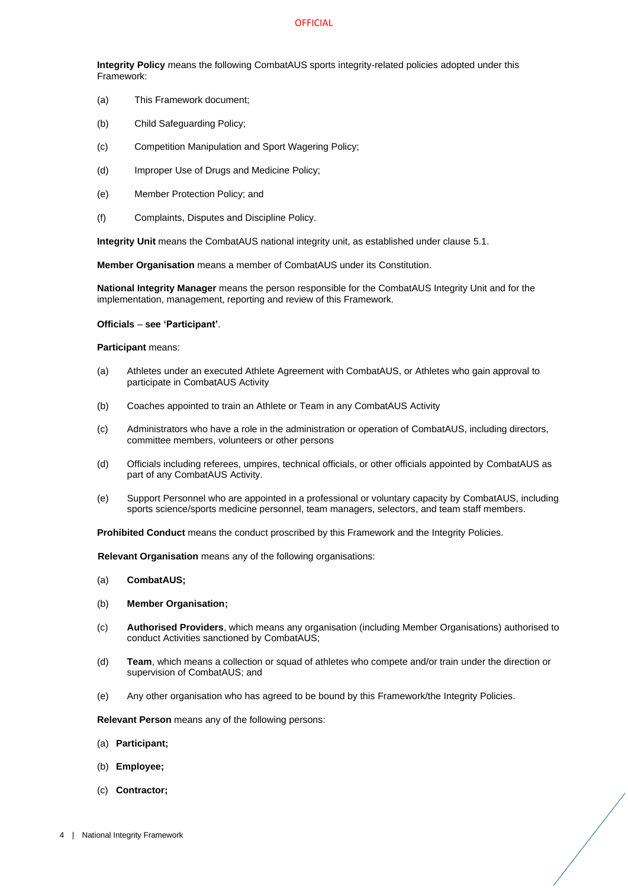**Integrity Policy** means the following CombatAUS sports integrity-related policies adopted under this Framework:

(a) This Framework document;

(b) Child Safeguarding Policy;

(c) Competition Manipulation and Sport Wagering Policy;

(d) Improper Use of Drugs and Medicine Policy;

(e) Member Protection Policy; and

(f) Complaints, Disputes and Discipline Policy.

**Integrity Unit** means the CombatAUS national integrity unit, as established under clause 5.1.

**Member Organisation** means a member of CombatAUS under its Constitution.

**National Integrity Manager** means the person responsible for the CombatAUS Integrity Unit and for the implementation, management, reporting and review of this Framework.

**Officials – see 'Participant'**.

**Participant** means:

(a) Athletes under an executed Athlete Agreement with CombatAUS, or Athletes who gain approval to participate in CombatAUS Activity

(b) Coaches appointed to train an Athlete or Team in any CombatAUS Activity

(c) Administrators who have a role in the administration or operation of CombatAUS, including directors, committee members, volunteers or other persons

(d) Officials including referees, umpires, technical officials, or other officials appointed by CombatAUS as part of any CombatAUS Activity.

(e) Support Personnel who are appointed in a professional or voluntary capacity by CombatAUS, including sports science/sports medicine personnel, team managers, selectors, and team staff members.

**Prohibited Conduct** means the conduct proscribed by this Framework and the Integrity Policies.

**Relevant Organisation** means any of the following organisations:

(a) **CombatAUS;**

(b) **Member Organisation;**

(c) **Authorised Providers**, which means any organisation (including Member Organisations) authorised to conduct Activities sanctioned by CombatAUS;

(d) **Team**, which means a collection or squad of athletes who compete and/or train under the direction or supervision of CombatAUS; and

(e) Any other organisation who has agreed to be bound by this Framework/the Integrity Policies.

**Relevant Person** means any of the following persons:

(a) **Participant;**

(b) **Employee;**

(c) **Contractor;**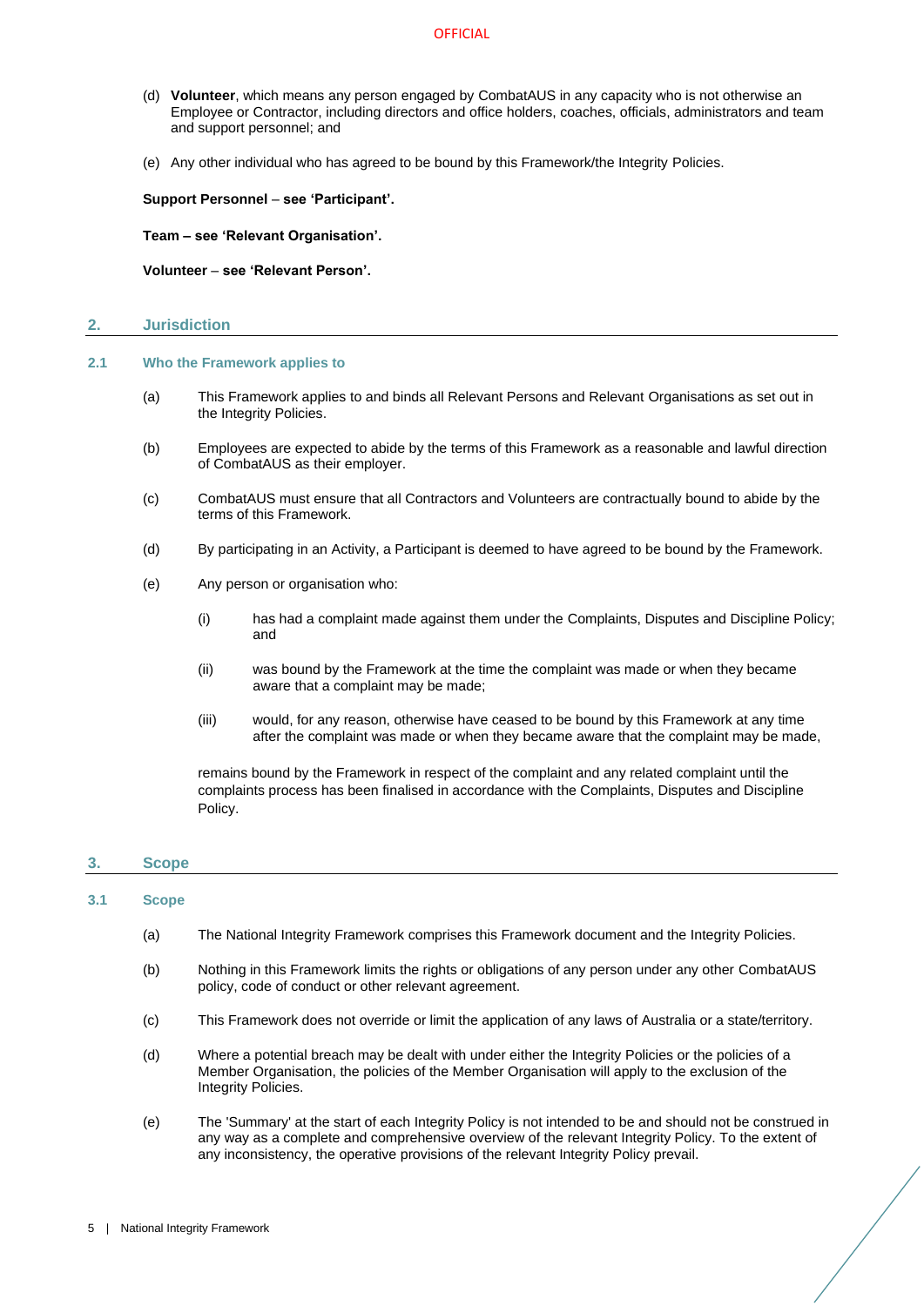(d) **Volunteer**, which means any person engaged by CombatAUS in any capacity who is not otherwise an Employee or Contractor, including directors and office holders, coaches, officials, administrators and team and support personnel; and

(e) Any other individual who has agreed to be bound by this Framework/the Integrity Policies.

**Support Personnel – see 'Participant'.**

**Team – see 'Relevant Organisation'.**

**Volunteer – see 'Relevant Person'.**

## 2. Jurisdiction

### 2.1 Who the Framework applies to

(a) This Framework applies to and binds all Relevant Persons and Relevant Organisations as set out in the Integrity Policies.

(b) Employees are expected to abide by the terms of this Framework as a reasonable and lawful direction of CombatAUS as their employer.

(c) CombatAUS must ensure that all Contractors and Volunteers are contractually bound to abide by the terms of this Framework.

(d) By participating in an Activity, a Participant is deemed to have agreed to be bound by the Framework.

(e) Any person or organisation who:

(i) has had a complaint made against them under the Complaints, Disputes and Discipline Policy; and

(ii) was bound by the Framework at the time the complaint was made or when they became aware that a complaint may be made;

(iii) would, for any reason, otherwise have ceased to be bound by this Framework at any time after the complaint was made or when they became aware that the complaint may be made,

remains bound by the Framework in respect of the complaint and any related complaint until the complaints process has been finalised in accordance with the Complaints, Disputes and Discipline Policy.

## 3. Scope

### 3.1 Scope

(a) The National Integrity Framework comprises this Framework document and the Integrity Policies.

(b) Nothing in this Framework limits the rights or obligations of any person under any other CombatAUS policy, code of conduct or other relevant agreement.

(c) This Framework does not override or limit the application of any laws of Australia or a state/territory.

(d) Where a potential breach may be dealt with under either the Integrity Policies or the policies of a Member Organisation, the policies of the Member Organisation will apply to the exclusion of the Integrity Policies.

(e) The 'Summary' at the start of each Integrity Policy is not intended to be and should not be construed in any way as a complete and comprehensive overview of the relevant Integrity Policy. To the extent of any inconsistency, the operative provisions of the relevant Integrity Policy prevail.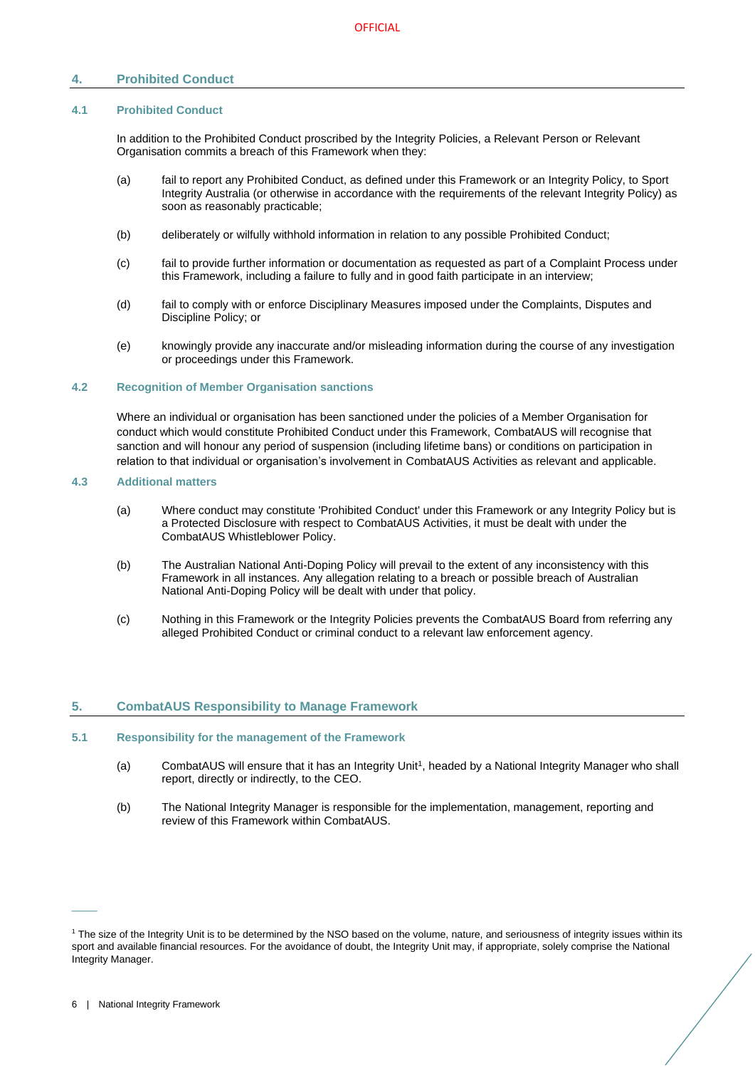## 4. Prohibited Conduct

### 4.1 Prohibited Conduct

In addition to the Prohibited Conduct proscribed by the Integrity Policies, a Relevant Person or Relevant Organisation commits a breach of this Framework when they:

(a) fail to report any Prohibited Conduct, as defined under this Framework or an Integrity Policy, to Sport Integrity Australia (or otherwise in accordance with the requirements of the relevant Integrity Policy) as soon as reasonably practicable;

(b) deliberately or wilfully withhold information in relation to any possible Prohibited Conduct;

(c) fail to provide further information or documentation as requested as part of a Complaint Process under this Framework, including a failure to fully and in good faith participate in an interview;

(d) fail to comply with or enforce Disciplinary Measures imposed under the Complaints, Disputes and Discipline Policy; or

(e) knowingly provide any inaccurate and/or misleading information during the course of any investigation or proceedings under this Framework.

### 4.2 Recognition of Member Organisation sanctions

Where an individual or organisation has been sanctioned under the policies of a Member Organisation for conduct which would constitute Prohibited Conduct under this Framework, CombatAUS will recognise that sanction and will honour any period of suspension (including lifetime bans) or conditions on participation in relation to that individual or organisation's involvement in CombatAUS Activities as relevant and applicable.

### 4.3 Additional matters

(a) Where conduct may constitute 'Prohibited Conduct' under this Framework or any Integrity Policy but is a Protected Disclosure with respect to CombatAUS Activities, it must be dealt with under the CombatAUS Whistleblower Policy.

(b) The Australian National Anti-Doping Policy will prevail to the extent of any inconsistency with this Framework in all instances. Any allegation relating to a breach or possible breach of Australian National Anti-Doping Policy will be dealt with under that policy.

(c) Nothing in this Framework or the Integrity Policies prevents the CombatAUS Board from referring any alleged Prohibited Conduct or criminal conduct to a relevant law enforcement agency.

## 5. CombatAUS Responsibility to Manage Framework

### 5.1 Responsibility for the management of the Framework

(a) CombatAUS will ensure that it has an Integrity Unit[1], headed by a National Integrity Manager who shall report, directly or indirectly, to the CEO.

(b) The National Integrity Manager is responsible for the implementation, management, reporting and review of this Framework within CombatAUS.

---

[1] The size of the Integrity Unit is to be determined by the NSO based on the volume, nature, and seriousness of integrity issues within its sport and available financial resources. For the avoidance of doubt, the Integrity Unit may, if appropriate, solely comprise the National Integrity Manager.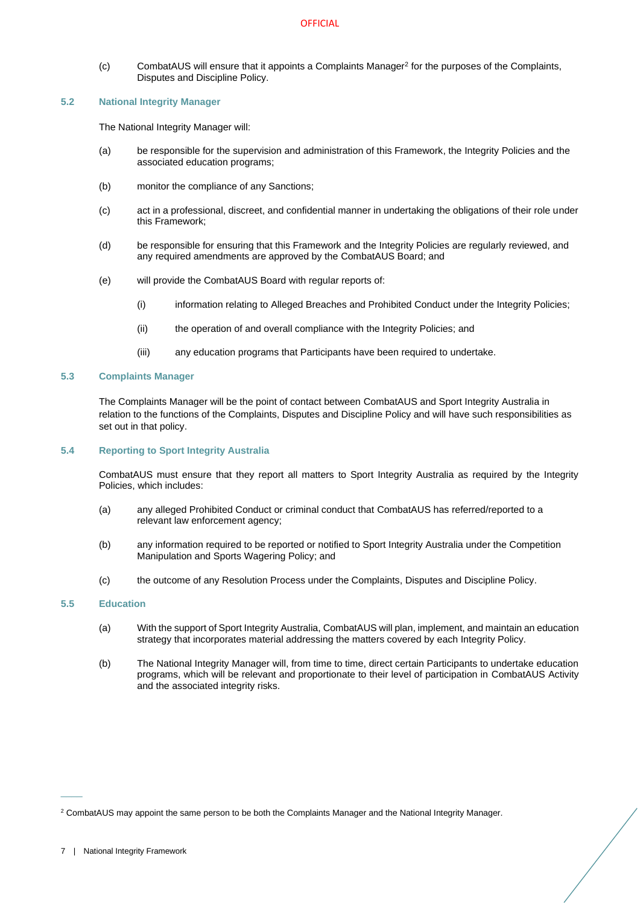(c) CombatAUS will ensure that it appoints a Complaints Manager[2] for the purposes of the Complaints, Disputes and Discipline Policy.

### 5.2 National Integrity Manager

The National Integrity Manager will:

(a) be responsible for the supervision and administration of this Framework, the Integrity Policies and the associated education programs;

(b) monitor the compliance of any Sanctions;

(c) act in a professional, discreet, and confidential manner in undertaking the obligations of their role under this Framework;

(d) be responsible for ensuring that this Framework and the Integrity Policies are regularly reviewed, and any required amendments are approved by the CombatAUS Board; and

(e) will provide the CombatAUS Board with regular reports of:

  (i) information relating to Alleged Breaches and Prohibited Conduct under the Integrity Policies;

  (ii) the operation of and overall compliance with the Integrity Policies; and

  (iii) any education programs that Participants have been required to undertake.

### 5.3 Complaints Manager

The Complaints Manager will be the point of contact between CombatAUS and Sport Integrity Australia in relation to the functions of the Complaints, Disputes and Discipline Policy and will have such responsibilities as set out in that policy.

### 5.4 Reporting to Sport Integrity Australia

CombatAUS must ensure that they report all matters to Sport Integrity Australia as required by the Integrity Policies, which includes:

(a) any alleged Prohibited Conduct or criminal conduct that CombatAUS has referred/reported to a relevant law enforcement agency;

(b) any information required to be reported or notified to Sport Integrity Australia under the Competition Manipulation and Sports Wagering Policy; and

(c) the outcome of any Resolution Process under the Complaints, Disputes and Discipline Policy.

### 5.5 Education

(a) With the support of Sport Integrity Australia, CombatAUS will plan, implement, and maintain an education strategy that incorporates material addressing the matters covered by each Integrity Policy.

(b) The National Integrity Manager will, from time to time, direct certain Participants to undertake education programs, which will be relevant and proportionate to their level of participation in CombatAUS Activity and the associated integrity risks.

---

[2] CombatAUS may appoint the same person to be both the Complaints Manager and the National Integrity Manager.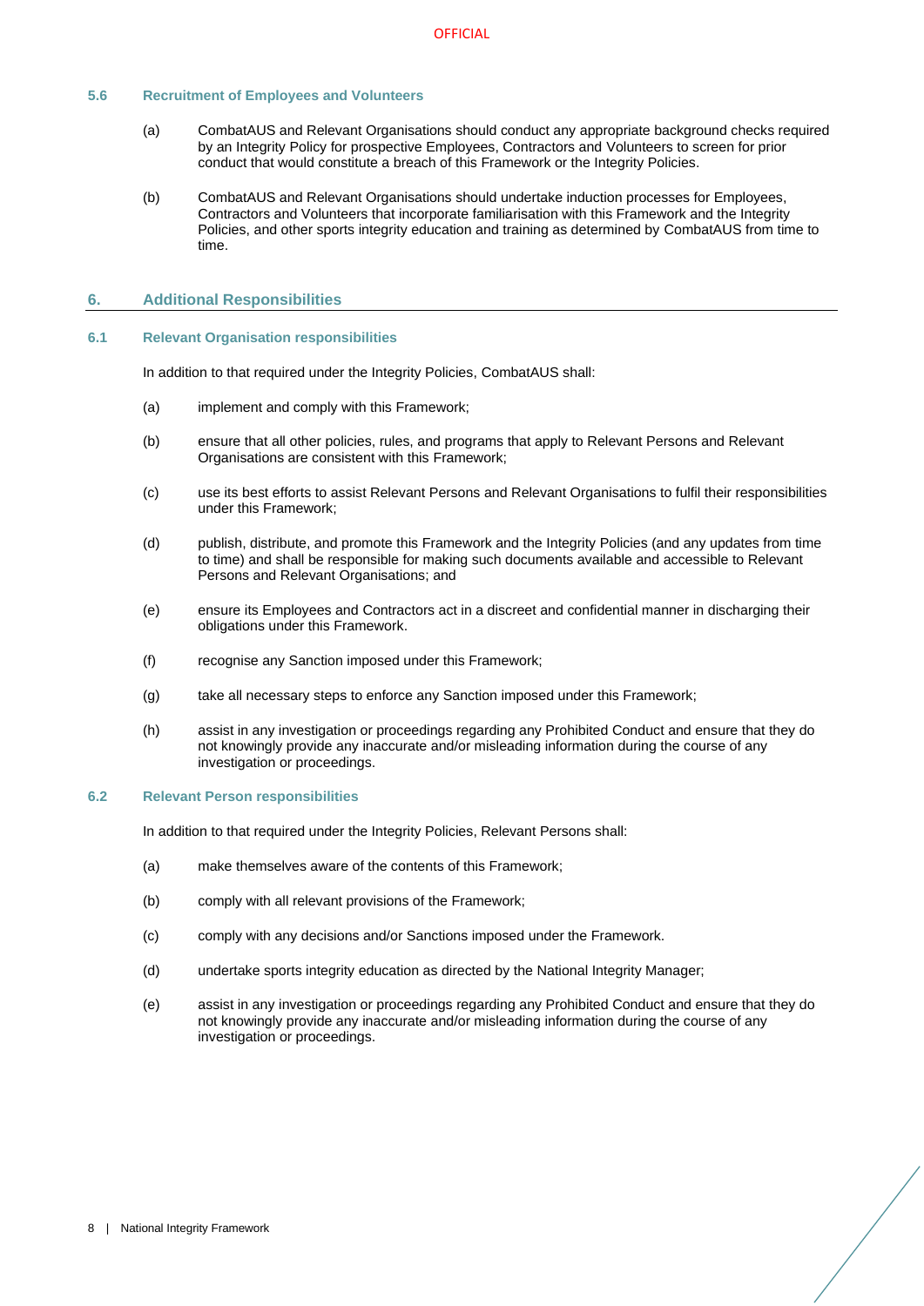### 5.6 Recruitment of Employees and Volunteers

(a) CombatAUS and Relevant Organisations should conduct any appropriate background checks required by an Integrity Policy for prospective Employees, Contractors and Volunteers to screen for prior conduct that would constitute a breach of this Framework or the Integrity Policies.

(b) CombatAUS and Relevant Organisations should undertake induction processes for Employees, Contractors and Volunteers that incorporate familiarisation with this Framework and the Integrity Policies, and other sports integrity education and training as determined by CombatAUS from time to time.

## 6. Additional Responsibilities

### 6.1 Relevant Organisation responsibilities

In addition to that required under the Integrity Policies, CombatAUS shall:

(a) implement and comply with this Framework;

(b) ensure that all other policies, rules, and programs that apply to Relevant Persons and Relevant Organisations are consistent with this Framework;

(c) use its best efforts to assist Relevant Persons and Relevant Organisations to fulfil their responsibilities under this Framework;

(d) publish, distribute, and promote this Framework and the Integrity Policies (and any updates from time to time) and shall be responsible for making such documents available and accessible to Relevant Persons and Relevant Organisations; and

(e) ensure its Employees and Contractors act in a discreet and confidential manner in discharging their obligations under this Framework.

(f) recognise any Sanction imposed under this Framework;

(g) take all necessary steps to enforce any Sanction imposed under this Framework;

(h) assist in any investigation or proceedings regarding any Prohibited Conduct and ensure that they do not knowingly provide any inaccurate and/or misleading information during the course of any investigation or proceedings.

### 6.2 Relevant Person responsibilities

In addition to that required under the Integrity Policies, Relevant Persons shall:

(a) make themselves aware of the contents of this Framework;

(b) comply with all relevant provisions of the Framework;

(c) comply with any decisions and/or Sanctions imposed under the Framework.

(d) undertake sports integrity education as directed by the National Integrity Manager;

(e) assist in any investigation or proceedings regarding any Prohibited Conduct and ensure that they do not knowingly provide any inaccurate and/or misleading information during the course of any investigation or proceedings.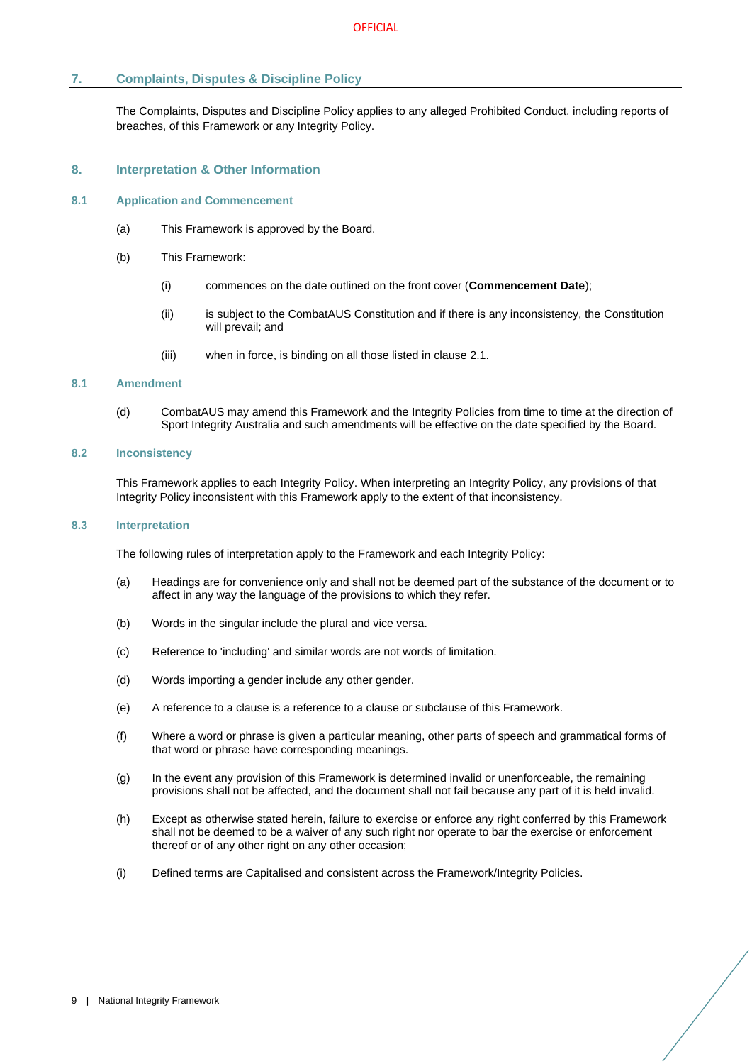## 7. Complaints, Disputes & Discipline Policy

The Complaints, Disputes and Discipline Policy applies to any alleged Prohibited Conduct, including reports of breaches, of this Framework or any Integrity Policy.

## 8. Interpretation & Other Information

### 8.1 Application and Commencement

(a) This Framework is approved by the Board.

(b) This Framework:

(i) commences on the date outlined on the front cover (**Commencement Date**);

(ii) is subject to the CombatAUS Constitution and if there is any inconsistency, the Constitution will prevail; and

(iii) when in force, is binding on all those listed in clause 2.1.

### 8.1 Amendment

(d) CombatAUS may amend this Framework and the Integrity Policies from time to time at the direction of Sport Integrity Australia and such amendments will be effective on the date specified by the Board.

### 8.2 Inconsistency

This Framework applies to each Integrity Policy. When interpreting an Integrity Policy, any provisions of that Integrity Policy inconsistent with this Framework apply to the extent of that inconsistency.

### 8.3 Interpretation

The following rules of interpretation apply to the Framework and each Integrity Policy:

(a) Headings are for convenience only and shall not be deemed part of the substance of the document or to affect in any way the language of the provisions to which they refer.

(b) Words in the singular include the plural and vice versa.

(c) Reference to 'including' and similar words are not words of limitation.

(d) Words importing a gender include any other gender.

(e) A reference to a clause is a reference to a clause or subclause of this Framework.

(f) Where a word or phrase is given a particular meaning, other parts of speech and grammatical forms of that word or phrase have corresponding meanings.

(g) In the event any provision of this Framework is determined invalid or unenforceable, the remaining provisions shall not be affected, and the document shall not fail because any part of it is held invalid.

(h) Except as otherwise stated herein, failure to exercise or enforce any right conferred by this Framework shall not be deemed to be a waiver of any such right nor operate to bar the exercise or enforcement thereof or of any other right on any other occasion;

(i) Defined terms are Capitalised and consistent across the Framework/Integrity Policies.